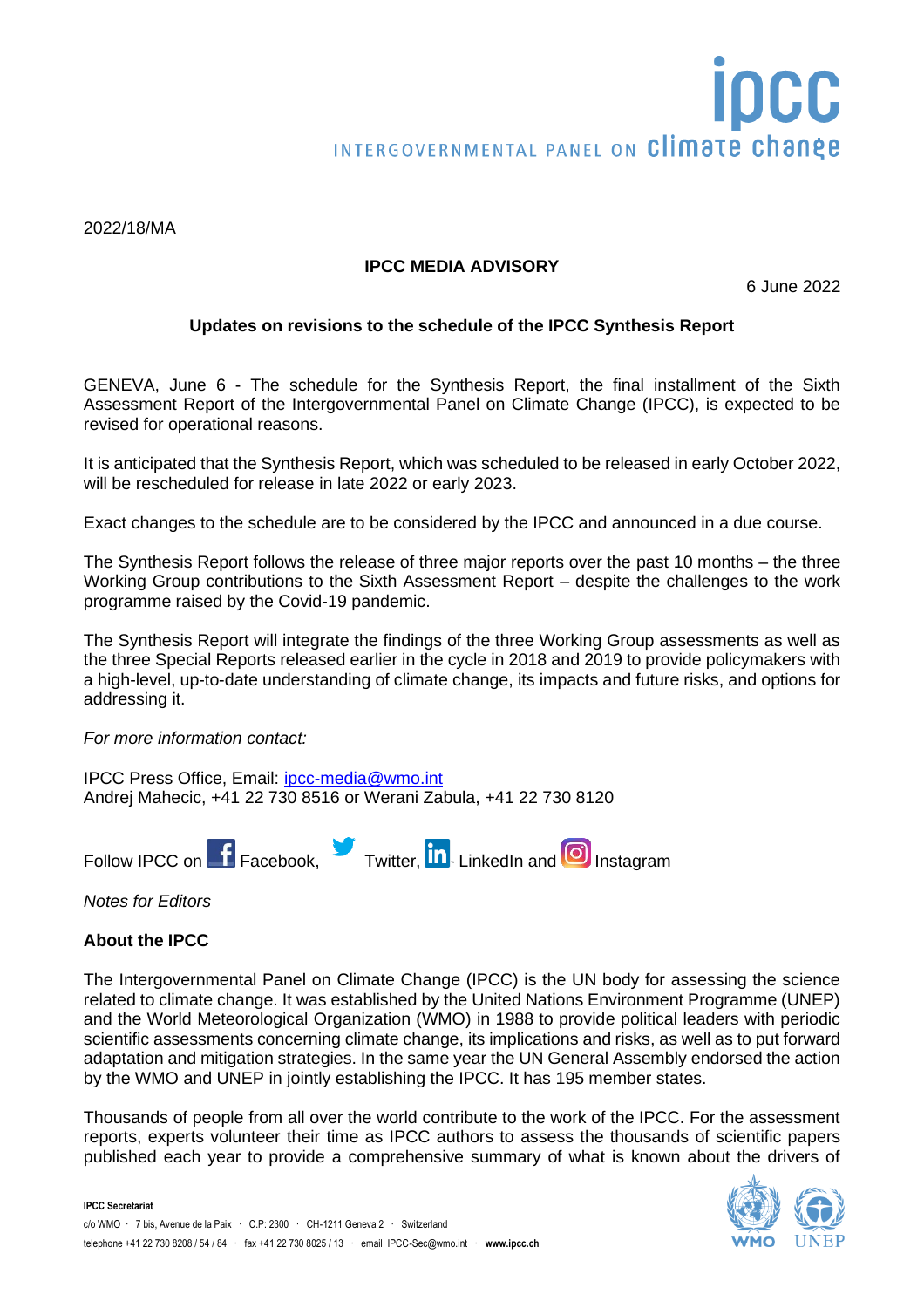2022/18/MA

**IPCC MEDIA ADVISORY**

6 June 2022

**Updates on revisions to the schedule of the IPCC Synthesis Report**

GENEVA, June 6 - The schedule for the Synthesis Report, the final installment of the Sixth Assessment Report of the Intergovernmental Panel on Climate Change (IPCC), is expected to be revised for operational reasons.

It is anticipated that the Synthesis Report, which was scheduled to be released in early October 2022, will be rescheduled for release in late 2022 or early 2023.

Exact changes to the schedule are to be considered by the IPCC and announced in a due course.

The Synthesis Report follows the release of three major reports over the past 10 months – the three Working Group contributions to the Sixth Assessment Report – despite the challenges to the work programme raised by the Covid-19 pandemic.

The Synthesis Report will integrate the findings of the three Working Group assessments as well as the three Special Reports released earlier in the cycle in 2018 and 2019 to provide policymakers with a high-level, up-to-date understanding of climate change, its impacts and future risks, and options for addressing it.

*For more information contact:*

IPCC Press Office, Email: ipcc-media@wmo.int
Andrej Mahecic, +41 22 730 8516 or Werani Zabula, +41 22 730 8120

Follow IPCC on Facebook, Twitter, LinkedIn and Instagram

*Notes for Editors*

**About the IPCC**

The Intergovernmental Panel on Climate Change (IPCC) is the UN body for assessing the science related to climate change. It was established by the United Nations Environment Programme (UNEP) and the World Meteorological Organization (WMO) in 1988 to provide political leaders with periodic scientific assessments concerning climate change, its implications and risks, as well as to put forward adaptation and mitigation strategies. In the same year the UN General Assembly endorsed the action by the WMO and UNEP in jointly establishing the IPCC. It has 195 member states.

Thousands of people from all over the world contribute to the work of the IPCC. For the assessment reports, experts volunteer their time as IPCC authors to assess the thousands of scientific papers published each year to provide a comprehensive summary of what is known about the drivers of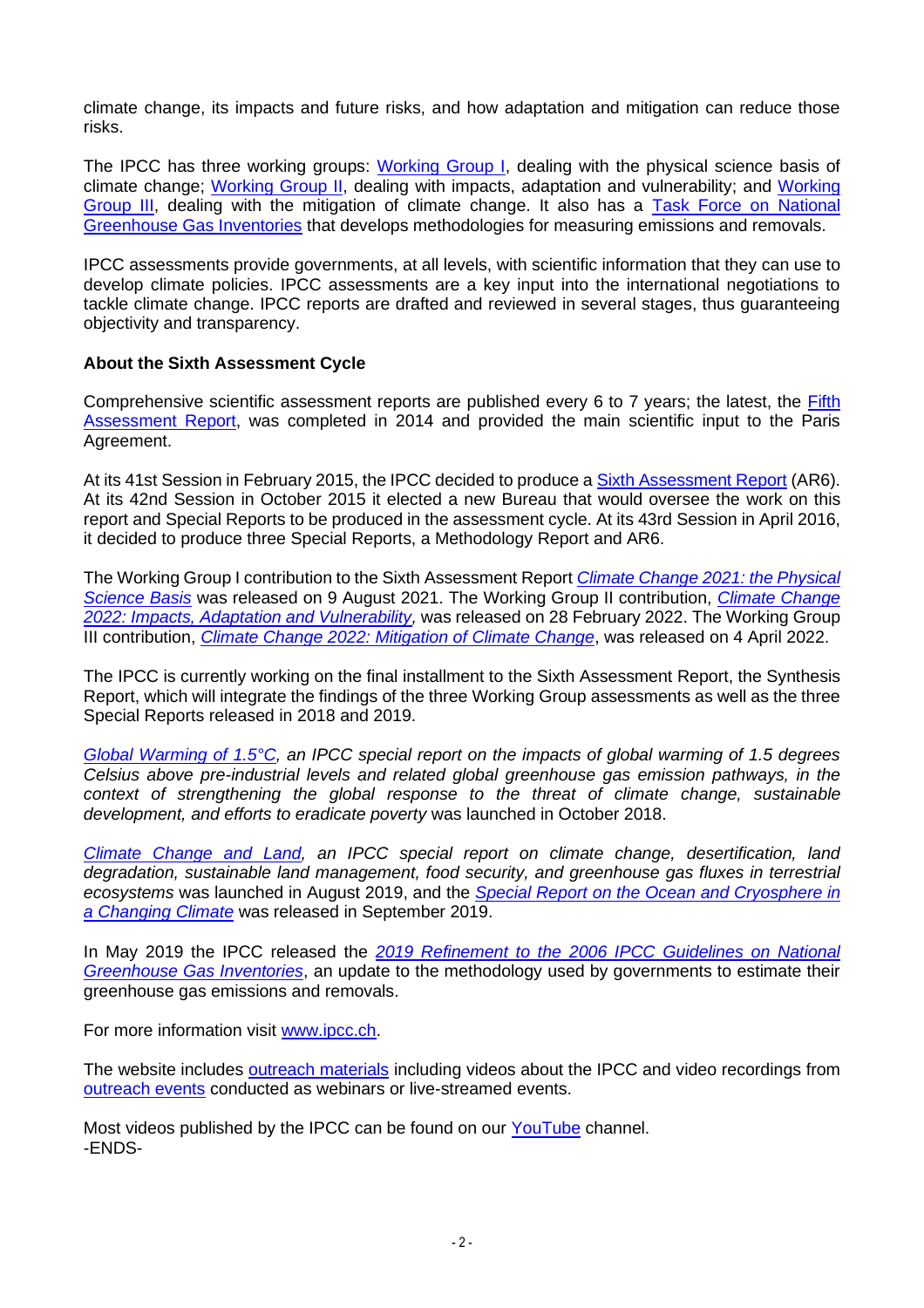climate change, its impacts and future risks, and how adaptation and mitigation can reduce those risks.

The IPCC has three working groups: Working Group I, dealing with the physical science basis of climate change; Working Group II, dealing with impacts, adaptation and vulnerability; and Working Group III, dealing with the mitigation of climate change. It also has a Task Force on National Greenhouse Gas Inventories that develops methodologies for measuring emissions and removals.

IPCC assessments provide governments, at all levels, with scientific information that they can use to develop climate policies. IPCC assessments are a key input into the international negotiations to tackle climate change. IPCC reports are drafted and reviewed in several stages, thus guaranteeing objectivity and transparency.

**About the Sixth Assessment Cycle**

Comprehensive scientific assessment reports are published every 6 to 7 years; the latest, the Fifth Assessment Report, was completed in 2014 and provided the main scientific input to the Paris Agreement.

At its 41st Session in February 2015, the IPCC decided to produce a Sixth Assessment Report (AR6). At its 42nd Session in October 2015 it elected a new Bureau that would oversee the work on this report and Special Reports to be produced in the assessment cycle. At its 43rd Session in April 2016, it decided to produce three Special Reports, a Methodology Report and AR6.

The Working Group I contribution to the Sixth Assessment Report *Climate Change 2021: the Physical Science Basis* was released on 9 August 2021. The Working Group II contribution, *Climate Change 2022: Impacts, Adaptation and Vulnerability*, was released on 28 February 2022. The Working Group III contribution, *Climate Change 2022: Mitigation of Climate Change*, was released on 4 April 2022.

The IPCC is currently working on the final installment to the Sixth Assessment Report, the Synthesis Report, which will integrate the findings of the three Working Group assessments as well as the three Special Reports released in 2018 and 2019.

*Global Warming of 1.5°C, an IPCC special report on the impacts of global warming of 1.5 degrees Celsius above pre-industrial levels and related global greenhouse gas emission pathways, in the context of strengthening the global response to the threat of climate change, sustainable development, and efforts to eradicate poverty* was launched in October 2018.

*Climate Change and Land, an IPCC special report on climate change, desertification, land degradation, sustainable land management, food security, and greenhouse gas fluxes in terrestrial ecosystems* was launched in August 2019, and the *Special Report on the Ocean and Cryosphere in a Changing Climate* was released in September 2019.

In May 2019 the IPCC released the *2019 Refinement to the 2006 IPCC Guidelines on National Greenhouse Gas Inventories*, an update to the methodology used by governments to estimate their greenhouse gas emissions and removals.

For more information visit www.ipcc.ch.

The website includes outreach materials including videos about the IPCC and video recordings from outreach events conducted as webinars or live-streamed events.

Most videos published by the IPCC can be found on our YouTube channel.
-ENDS-